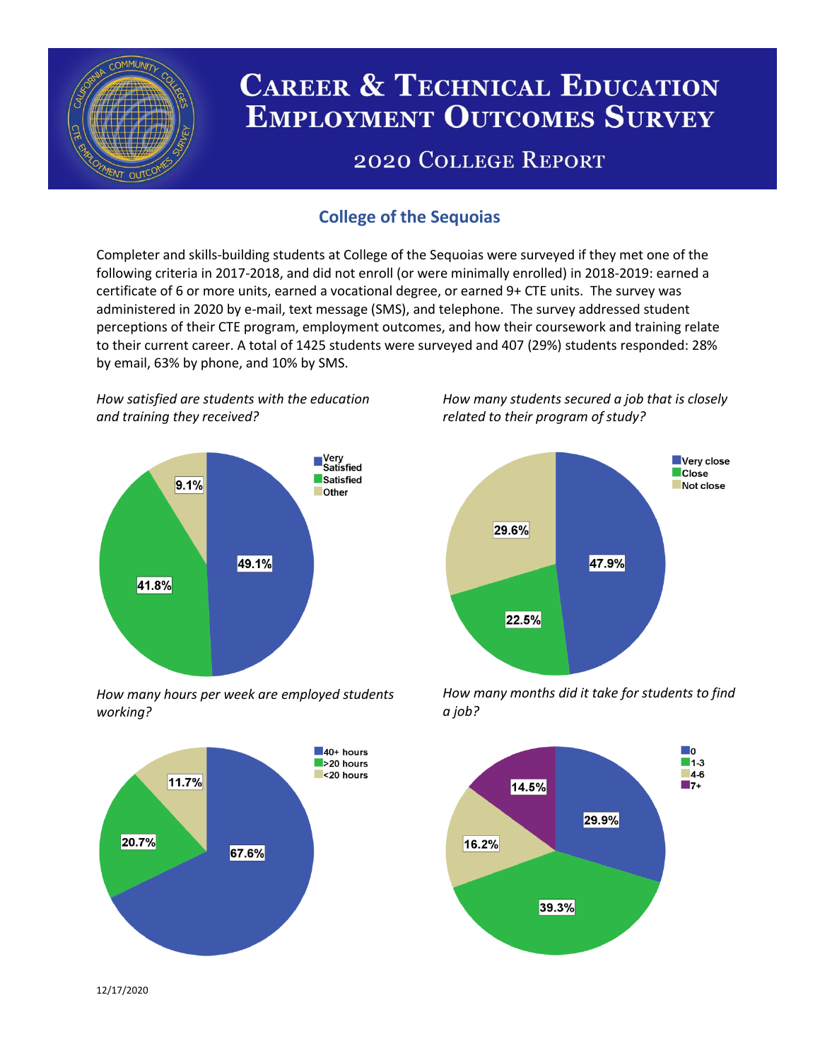# Career & Technical Education Employment Outcomes Survey

## 2020 College Report

### College of the Sequoias

Completer and skills-building students at College of the Sequoias were surveyed if they met one of the following criteria in 2017-2018, and did not enroll (or were minimally enrolled) in 2018-2019: earned a certificate of 6 or more units, earned a vocational degree, or earned 9+ CTE units. The survey was administered in 2020 by e-mail, text message (SMS), and telephone. The survey addressed student perceptions of their CTE program, employment outcomes, and how their coursework and training relate to their current career. A total of 1425 students were surveyed and 407 (29%) students responded: 28% by email, 63% by phone, and 10% by SMS.

*How satisfied are students with the education and training they received?*

| Response | Percent |
|---|---|
| Very Satisfied | 49.1% |
| Satisfied | 41.8% |
| Other | 9.1% |

*How many students secured a job that is closely related to their program of study?*

| Response | Percent |
|---|---|
| Very close | 47.9% |
| Close | 22.5% |
| Not close | 29.6% |

*How many hours per week are employed students working?*

| Response | Percent |
|---|---|
| 40+ hours | 67.6% |
| >20 hours | 20.7% |
| <20 hours | 11.7% |

*How many months did it take for students to find a job?*

| Response | Percent |
|---|---|
| 0 | 29.9% |
| 1-3 | 39.3% |
| 4-6 | 16.2% |
| 7+ | 14.5% |

12/17/2020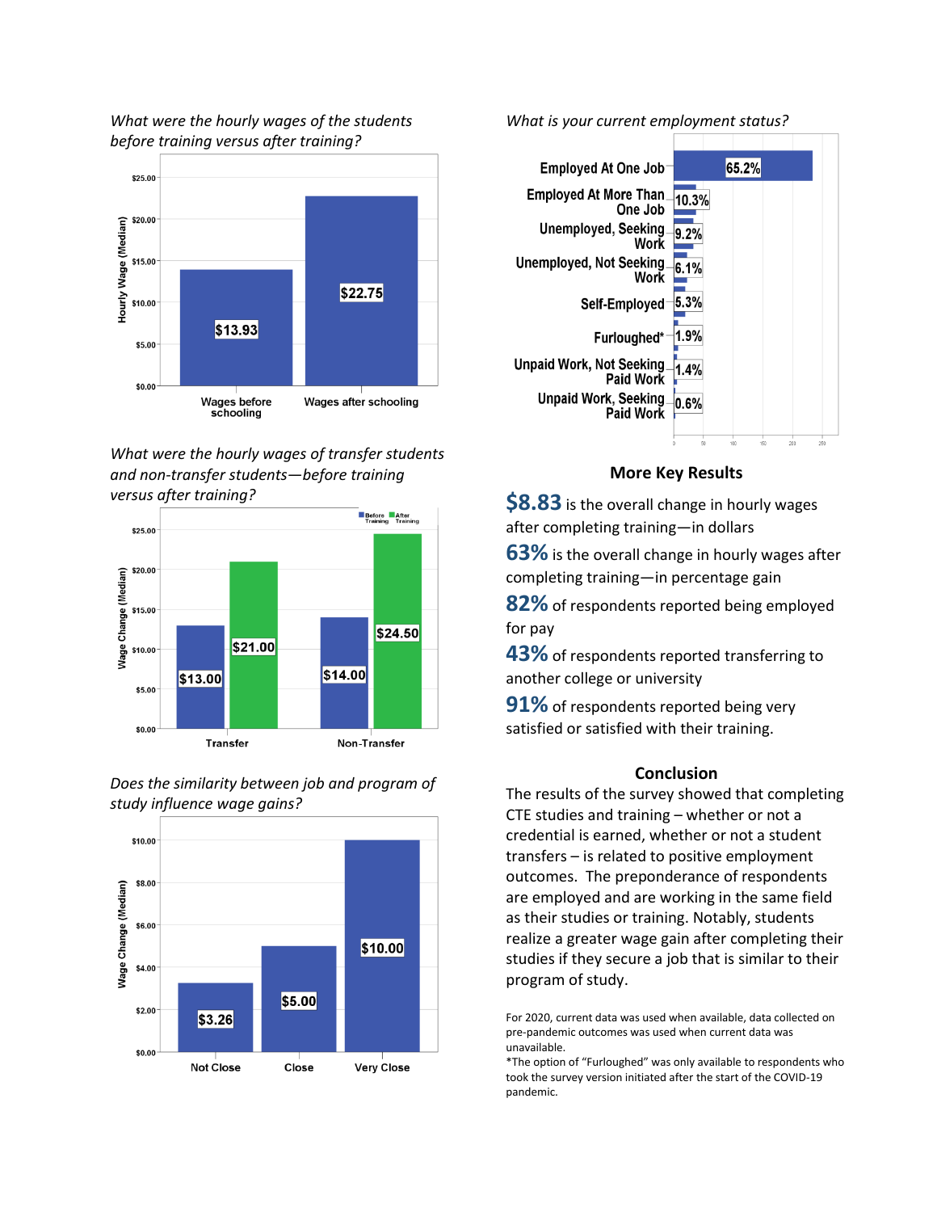*What were the hourly wages of the students before training versus after training?*

Hourly Wage (Median)

$25.00
$20.00
$15.00
$10.00
$5.00
$0.00

$13.93
$22.75

Wages before schooling
Wages after schooling

*What were the hourly wages of transfer students and non-transfer students—before training versus after training?*

Before Training
After Training

Wage Change (Median)

$25.00
$20.00
$15.00
$10.00
$5.00
$0.00

$13.00
$21.00
$14.00
$24.50

Transfer
Non-Transfer

*Does the similarity between job and program of study influence wage gains?*

Wage Change (Median)

$10.00
$8.00
$6.00
$4.00
$2.00
$0.00

$3.26
$5.00
$10.00

Not Close
Close
Very Close

*What is your current employment status?*

Employed At One Job 65.2%
Employed At More Than One Job 10.3%
Unemployed, Seeking Work 9.2%
Unemployed, Not Seeking Work 6.1%
Self-Employed 5.3%
Furloughed* 1.9%
Unpaid Work, Not Seeking Paid Work 1.4%
Unpaid Work, Seeking Paid Work 0.6%

0
50
100
150
200
250

## More Key Results

**$8.83** is the overall change in hourly wages after completing training—in dollars

**63%** is the overall change in hourly wages after completing training—in percentage gain

**82%** of respondents reported being employed for pay

**43%** of respondents reported transferring to another college or university

**91%** of respondents reported being very satisfied or satisfied with their training.

## Conclusion

The results of the survey showed that completing CTE studies and training – whether or not a credential is earned, whether or not a student transfers – is related to positive employment outcomes. The preponderance of respondents are employed and are working in the same field as their studies or training. Notably, students realize a greater wage gain after completing their studies if they secure a job that is similar to their program of study.

For 2020, current data was used when available, data collected on pre-pandemic outcomes was used when current data was unavailable.

*The option of "Furloughed" was only available to respondents who took the survey version initiated after the start of the COVID-19 pandemic.